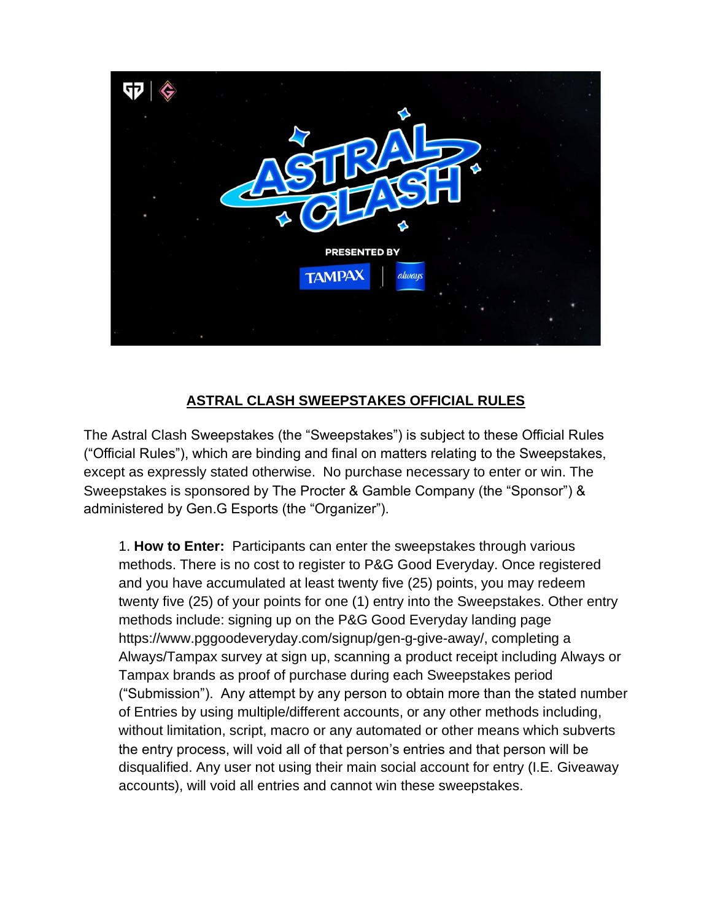## ASTRAL CLASH SWEEPSTAKES OFFICIAL RULES

The Astral Clash Sweepstakes (the "Sweepstakes") is subject to these Official Rules ("Official Rules"), which are binding and final on matters relating to the Sweepstakes, except as expressly stated otherwise. No purchase necessary to enter or win. The Sweepstakes is sponsored by The Procter & Gamble Company (the "Sponsor") & administered by Gen.G Esports (the "Organizer").

1. **How to Enter:** Participants can enter the sweepstakes through various methods. There is no cost to register to P&G Good Everyday. Once registered and you have accumulated at least twenty five (25) points, you may redeem twenty five (25) of your points for one (1) entry into the Sweepstakes. Other entry methods include: signing up on the P&G Good Everyday landing page https://www.pggoodeveryday.com/signup/gen-g-give-away/, completing a Always/Tampax survey at sign up, scanning a product receipt including Always or Tampax brands as proof of purchase during each Sweepstakes period ("Submission"). Any attempt by any person to obtain more than the stated number of Entries by using multiple/different accounts, or any other methods including, without limitation, script, macro or any automated or other means which subverts the entry process, will void all of that person's entries and that person will be disqualified. Any user not using their main social account for entry (I.E. Giveaway accounts), will void all entries and cannot win these sweepstakes.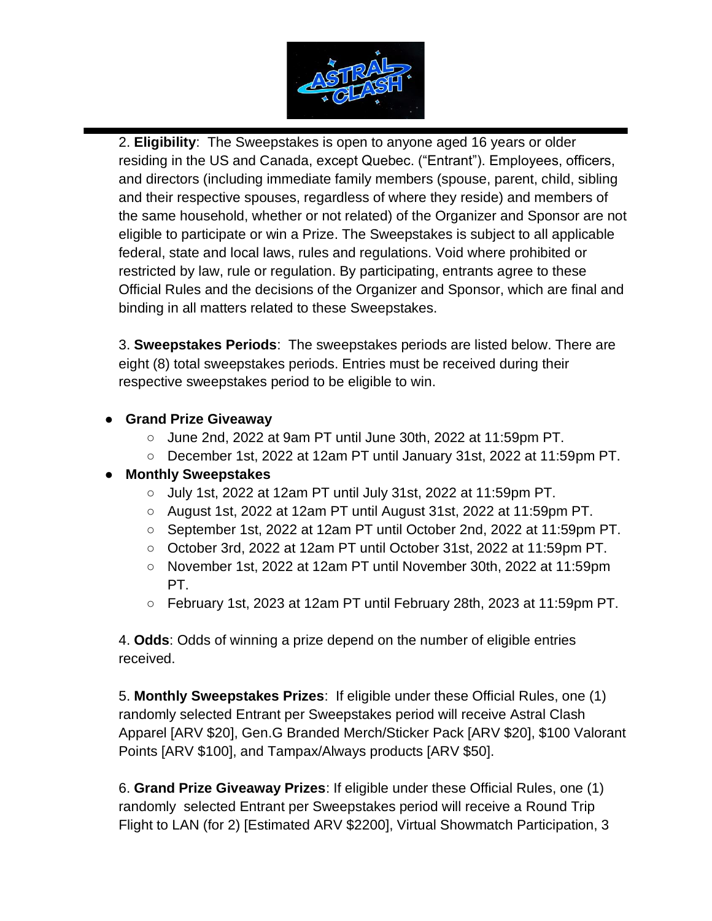2. **Eligibility**: The Sweepstakes is open to anyone aged 16 years or older residing in the US and Canada, except Quebec. ("Entrant"). Employees, officers, and directors (including immediate family members (spouse, parent, child, sibling and their respective spouses, regardless of where they reside) and members of the same household, whether or not related) of the Organizer and Sponsor are not eligible to participate or win a Prize. The Sweepstakes is subject to all applicable federal, state and local laws, rules and regulations. Void where prohibited or restricted by law, rule or regulation. By participating, entrants agree to these Official Rules and the decisions of the Organizer and Sponsor, which are final and binding in all matters related to these Sweepstakes.

3. **Sweepstakes Periods**: The sweepstakes periods are listed below. There are eight (8) total sweepstakes periods. Entries must be received during their respective sweepstakes period to be eligible to win.

- **Grand Prize Giveaway**
  - June 2nd, 2022 at 9am PT until June 30th, 2022 at 11:59pm PT.
  - December 1st, 2022 at 12am PT until January 31st, 2022 at 11:59pm PT.
- **Monthly Sweepstakes**
  - July 1st, 2022 at 12am PT until July 31st, 2022 at 11:59pm PT.
  - August 1st, 2022 at 12am PT until August 31st, 2022 at 11:59pm PT.
  - September 1st, 2022 at 12am PT until October 2nd, 2022 at 11:59pm PT.
  - October 3rd, 2022 at 12am PT until October 31st, 2022 at 11:59pm PT.
  - November 1st, 2022 at 12am PT until November 30th, 2022 at 11:59pm PT.
  - February 1st, 2023 at 12am PT until February 28th, 2023 at 11:59pm PT.

4. **Odds**: Odds of winning a prize depend on the number of eligible entries received.

5. **Monthly Sweepstakes Prizes**: If eligible under these Official Rules, one (1) randomly selected Entrant per Sweepstakes period will receive Astral Clash Apparel [ARV $20], Gen.G Branded Merch/Sticker Pack [ARV $20], $100 Valorant Points [ARV $100], and Tampax/Always products [ARV $50].

6. **Grand Prize Giveaway Prizes**: If eligible under these Official Rules, one (1) randomly selected Entrant per Sweepstakes period will receive a Round Trip Flight to LAN (for 2) [Estimated ARV $2200], Virtual Showmatch Participation, 3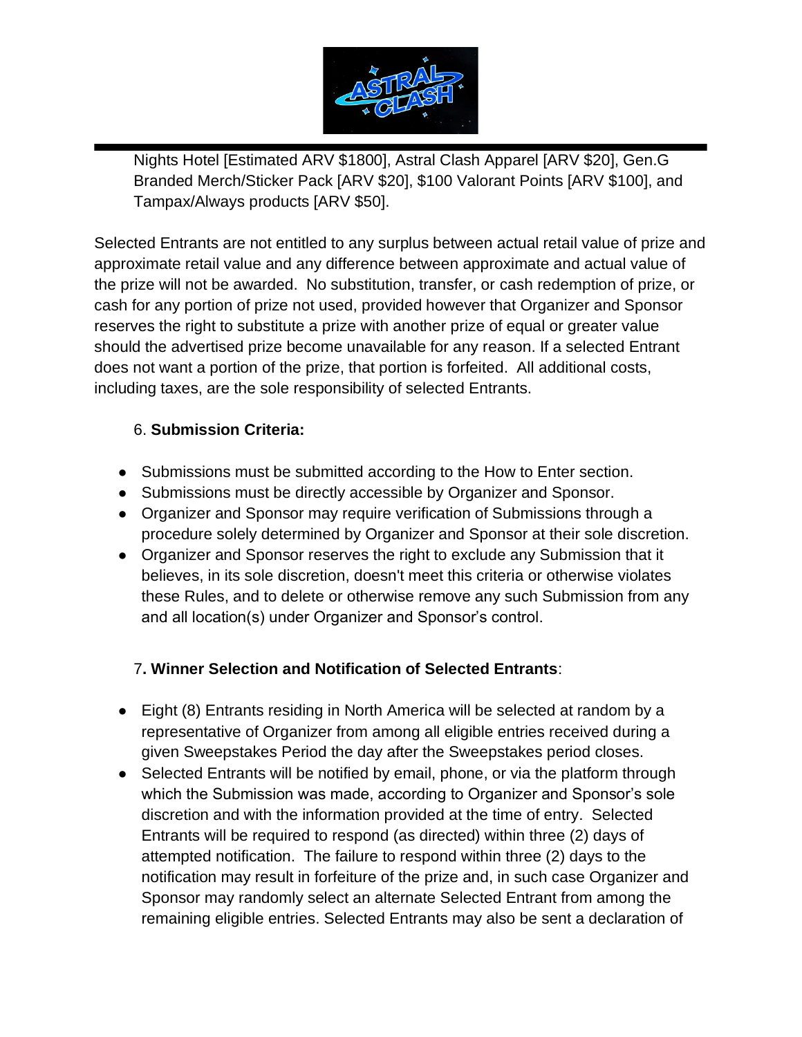Nights Hotel [Estimated ARV $1800], Astral Clash Apparel [ARV $20], Gen.G Branded Merch/Sticker Pack [ARV $20], $100 Valorant Points [ARV $100], and Tampax/Always products [ARV $50].

Selected Entrants are not entitled to any surplus between actual retail value of prize and approximate retail value and any difference between approximate and actual value of the prize will not be awarded. No substitution, transfer, or cash redemption of prize, or cash for any portion of prize not used, provided however that Organizer and Sponsor reserves the right to substitute a prize with another prize of equal or greater value should the advertised prize become unavailable for any reason. If a selected Entrant does not want a portion of the prize, that portion is forfeited. All additional costs, including taxes, are the sole responsibility of selected Entrants.

6. **Submission Criteria:**

- Submissions must be submitted according to the How to Enter section.
- Submissions must be directly accessible by Organizer and Sponsor.
- Organizer and Sponsor may require verification of Submissions through a procedure solely determined by Organizer and Sponsor at their sole discretion.
- Organizer and Sponsor reserves the right to exclude any Submission that it believes, in its sole discretion, doesn't meet this criteria or otherwise violates these Rules, and to delete or otherwise remove any such Submission from any and all location(s) under Organizer and Sponsor's control.

7**. Winner Selection and Notification of Selected Entrants**:

- Eight (8) Entrants residing in North America will be selected at random by a representative of Organizer from among all eligible entries received during a given Sweepstakes Period the day after the Sweepstakes period closes.
- Selected Entrants will be notified by email, phone, or via the platform through which the Submission was made, according to Organizer and Sponsor's sole discretion and with the information provided at the time of entry. Selected Entrants will be required to respond (as directed) within three (2) days of attempted notification. The failure to respond within three (2) days to the notification may result in forfeiture of the prize and, in such case Organizer and Sponsor may randomly select an alternate Selected Entrant from among the remaining eligible entries. Selected Entrants may also be sent a declaration of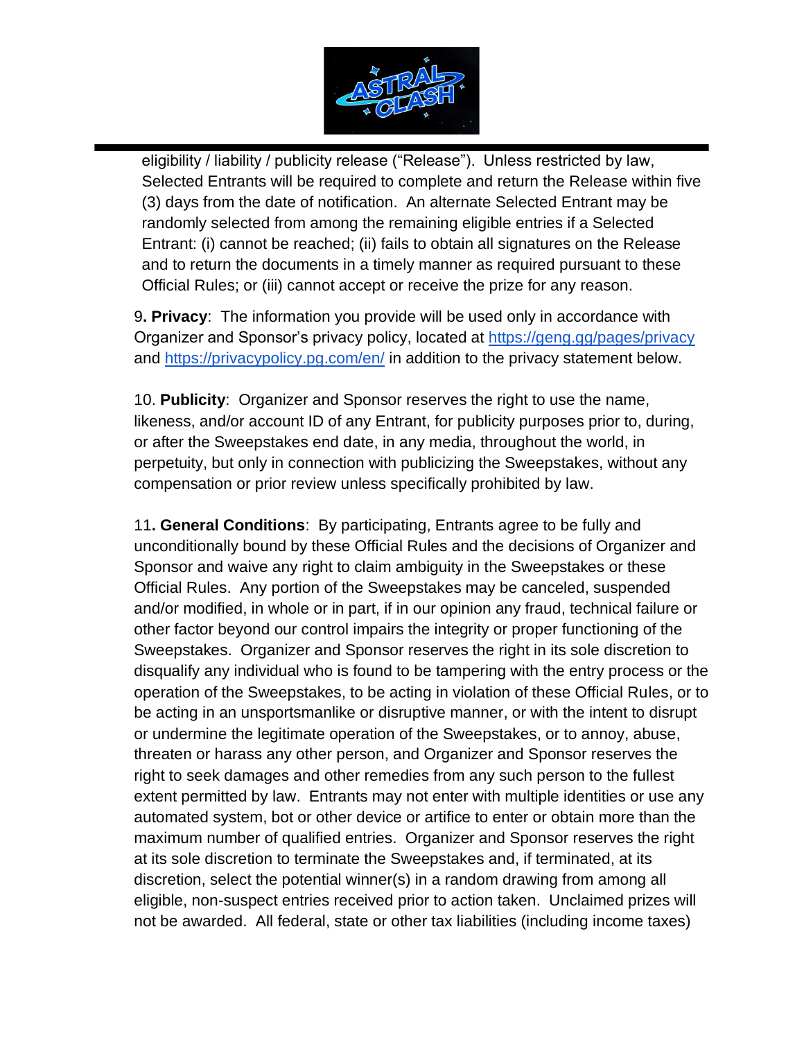eligibility / liability / publicity release ("Release"). Unless restricted by law, Selected Entrants will be required to complete and return the Release within five (3) days from the date of notification. An alternate Selected Entrant may be randomly selected from among the remaining eligible entries if a Selected Entrant: (i) cannot be reached; (ii) fails to obtain all signatures on the Release and to return the documents in a timely manner as required pursuant to these Official Rules; or (iii) cannot accept or receive the prize for any reason.

9. **Privacy**: The information you provide will be used only in accordance with Organizer and Sponsor's privacy policy, located at [https://geng.gg/pages/privacy](https://geng.gg/pages/privacy) and [https://privacypolicy.pg.com/en/](https://privacypolicy.pg.com/en/) in addition to the privacy statement below.

10. **Publicity**: Organizer and Sponsor reserves the right to use the name, likeness, and/or account ID of any Entrant, for publicity purposes prior to, during, or after the Sweepstakes end date, in any media, throughout the world, in perpetuity, but only in connection with publicizing the Sweepstakes, without any compensation or prior review unless specifically prohibited by law.

11. **General Conditions**: By participating, Entrants agree to be fully and unconditionally bound by these Official Rules and the decisions of Organizer and Sponsor and waive any right to claim ambiguity in the Sweepstakes or these Official Rules. Any portion of the Sweepstakes may be canceled, suspended and/or modified, in whole or in part, if in our opinion any fraud, technical failure or other factor beyond our control impairs the integrity or proper functioning of the Sweepstakes. Organizer and Sponsor reserves the right in its sole discretion to disqualify any individual who is found to be tampering with the entry process or the operation of the Sweepstakes, to be acting in violation of these Official Rules, or to be acting in an unsportsmanlike or disruptive manner, or with the intent to disrupt or undermine the legitimate operation of the Sweepstakes, or to annoy, abuse, threaten or harass any other person, and Organizer and Sponsor reserves the right to seek damages and other remedies from any such person to the fullest extent permitted by law. Entrants may not enter with multiple identities or use any automated system, bot or other device or artifice to enter or obtain more than the maximum number of qualified entries. Organizer and Sponsor reserves the right at its sole discretion to terminate the Sweepstakes and, if terminated, at its discretion, select the potential winner(s) in a random drawing from among all eligible, non-suspect entries received prior to action taken. Unclaimed prizes will not be awarded. All federal, state or other tax liabilities (including income taxes)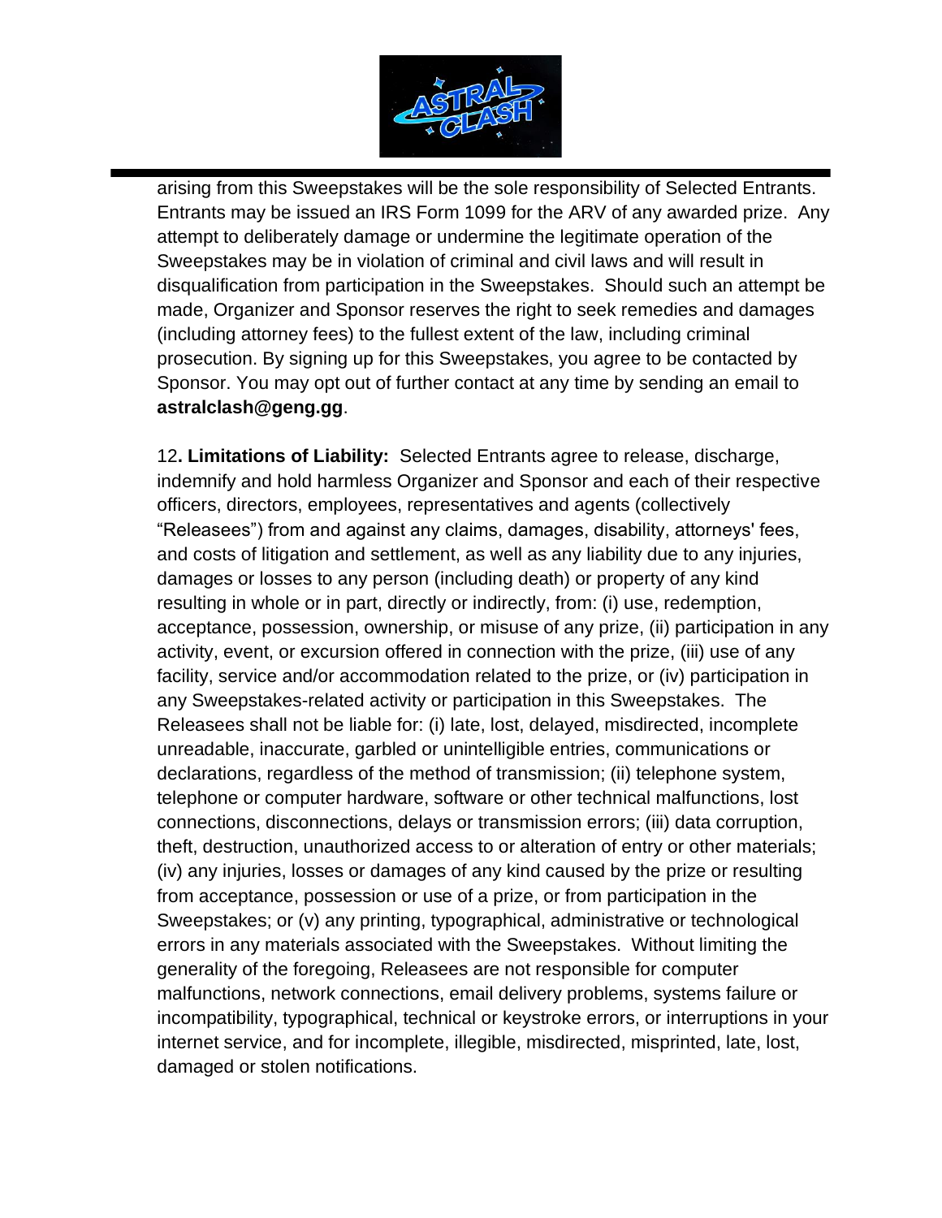arising from this Sweepstakes will be the sole responsibility of Selected Entrants. Entrants may be issued an IRS Form 1099 for the ARV of any awarded prize. Any attempt to deliberately damage or undermine the legitimate operation of the Sweepstakes may be in violation of criminal and civil laws and will result in disqualification from participation in the Sweepstakes. Should such an attempt be made, Organizer and Sponsor reserves the right to seek remedies and damages (including attorney fees) to the fullest extent of the law, including criminal prosecution. By signing up for this Sweepstakes, you agree to be contacted by Sponsor. You may opt out of further contact at any time by sending an email to **astralclash@geng.gg**.

12**. Limitations of Liability:** Selected Entrants agree to release, discharge, indemnify and hold harmless Organizer and Sponsor and each of their respective officers, directors, employees, representatives and agents (collectively "Releasees") from and against any claims, damages, disability, attorneys' fees, and costs of litigation and settlement, as well as any liability due to any injuries, damages or losses to any person (including death) or property of any kind resulting in whole or in part, directly or indirectly, from: (i) use, redemption, acceptance, possession, ownership, or misuse of any prize, (ii) participation in any activity, event, or excursion offered in connection with the prize, (iii) use of any facility, service and/or accommodation related to the prize, or (iv) participation in any Sweepstakes-related activity or participation in this Sweepstakes. The Releasees shall not be liable for: (i) late, lost, delayed, misdirected, incomplete unreadable, inaccurate, garbled or unintelligible entries, communications or declarations, regardless of the method of transmission; (ii) telephone system, telephone or computer hardware, software or other technical malfunctions, lost connections, disconnections, delays or transmission errors; (iii) data corruption, theft, destruction, unauthorized access to or alteration of entry or other materials; (iv) any injuries, losses or damages of any kind caused by the prize or resulting from acceptance, possession or use of a prize, or from participation in the Sweepstakes; or (v) any printing, typographical, administrative or technological errors in any materials associated with the Sweepstakes. Without limiting the generality of the foregoing, Releasees are not responsible for computer malfunctions, network connections, email delivery problems, systems failure or incompatibility, typographical, technical or keystroke errors, or interruptions in your internet service, and for incomplete, illegible, misdirected, misprinted, late, lost, damaged or stolen notifications.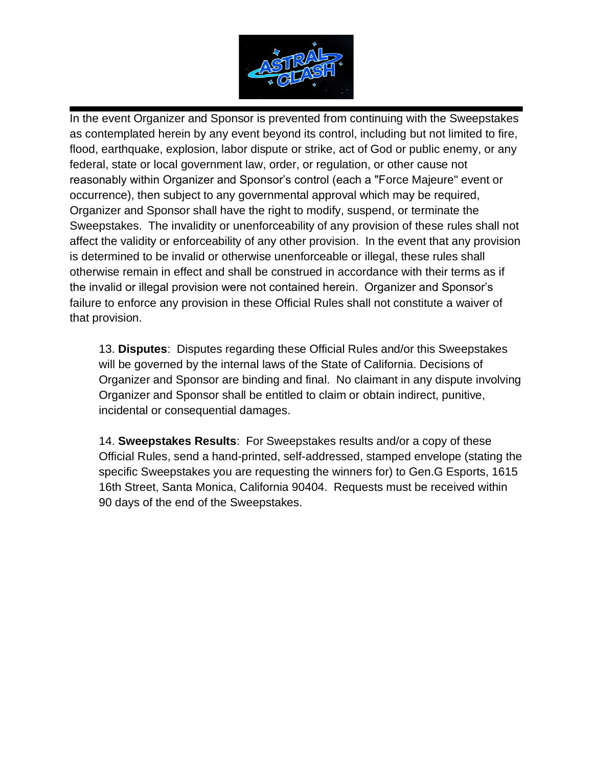In the event Organizer and Sponsor is prevented from continuing with the Sweepstakes as contemplated herein by any event beyond its control, including but not limited to fire, flood, earthquake, explosion, labor dispute or strike, act of God or public enemy, or any federal, state or local government law, order, or regulation, or other cause not reasonably within Organizer and Sponsor's control (each a "Force Majeure" event or occurrence), then subject to any governmental approval which may be required, Organizer and Sponsor shall have the right to modify, suspend, or terminate the Sweepstakes. The invalidity or unenforceability of any provision of these rules shall not affect the validity or enforceability of any other provision. In the event that any provision is determined to be invalid or otherwise unenforceable or illegal, these rules shall otherwise remain in effect and shall be construed in accordance with their terms as if the invalid or illegal provision were not contained herein. Organizer and Sponsor's failure to enforce any provision in these Official Rules shall not constitute a waiver of that provision.

13. **Disputes**: Disputes regarding these Official Rules and/or this Sweepstakes will be governed by the internal laws of the State of California. Decisions of Organizer and Sponsor are binding and final. No claimant in any dispute involving Organizer and Sponsor shall be entitled to claim or obtain indirect, punitive, incidental or consequential damages.

14. **Sweepstakes Results**: For Sweepstakes results and/or a copy of these Official Rules, send a hand-printed, self-addressed, stamped envelope (stating the specific Sweepstakes you are requesting the winners for) to Gen.G Esports, 1615 16th Street, Santa Monica, California 90404. Requests must be received within 90 days of the end of the Sweepstakes.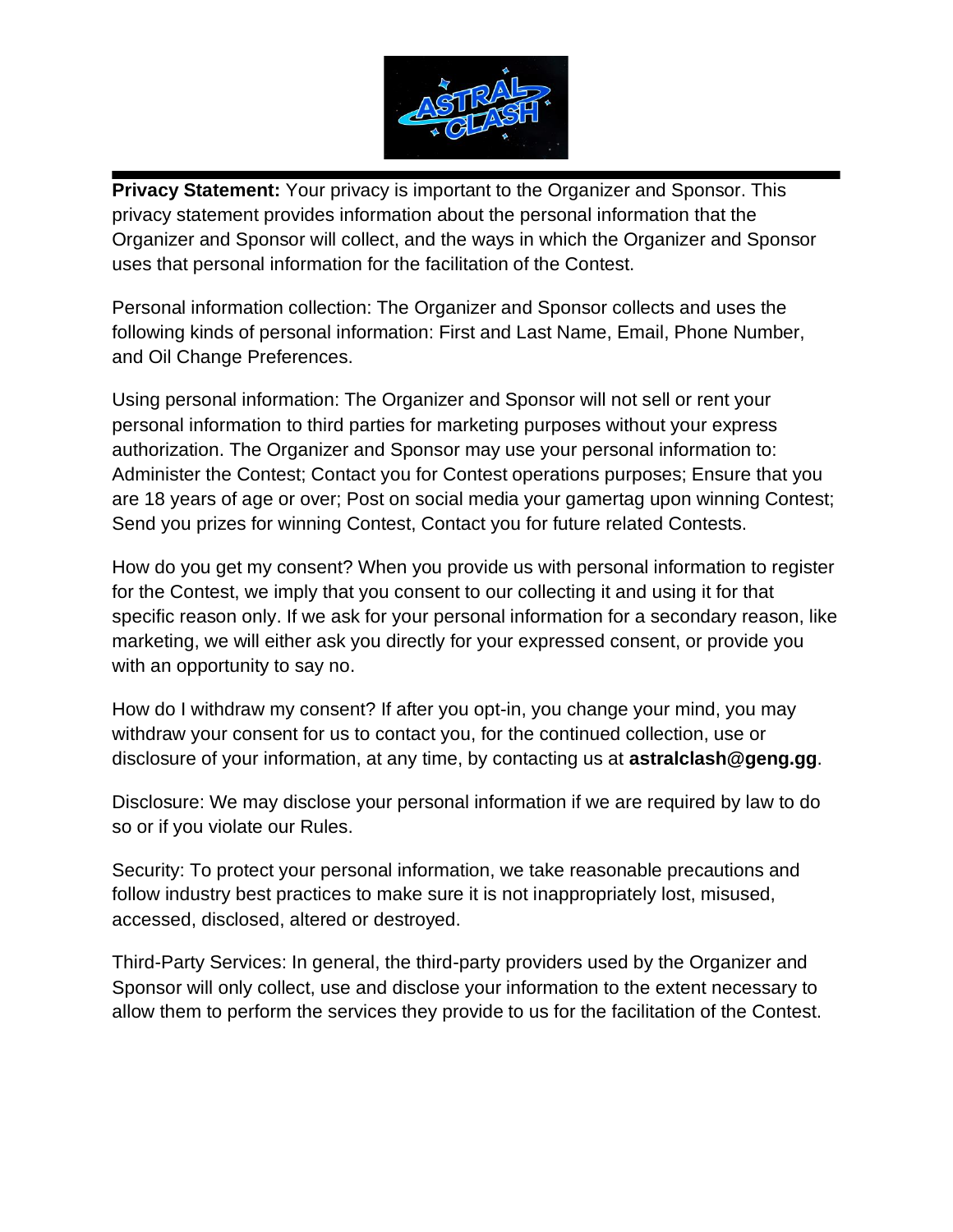**Privacy Statement:** Your privacy is important to the Organizer and Sponsor. This privacy statement provides information about the personal information that the Organizer and Sponsor will collect, and the ways in which the Organizer and Sponsor uses that personal information for the facilitation of the Contest.

Personal information collection: The Organizer and Sponsor collects and uses the following kinds of personal information: First and Last Name, Email, Phone Number, and Oil Change Preferences.

Using personal information: The Organizer and Sponsor will not sell or rent your personal information to third parties for marketing purposes without your express authorization. The Organizer and Sponsor may use your personal information to: Administer the Contest; Contact you for Contest operations purposes; Ensure that you are 18 years of age or over; Post on social media your gamertag upon winning Contest; Send you prizes for winning Contest, Contact you for future related Contests.

How do you get my consent? When you provide us with personal information to register for the Contest, we imply that you consent to our collecting it and using it for that specific reason only. If we ask for your personal information for a secondary reason, like marketing, we will either ask you directly for your expressed consent, or provide you with an opportunity to say no.

How do I withdraw my consent? If after you opt-in, you change your mind, you may withdraw your consent for us to contact you, for the continued collection, use or disclosure of your information, at any time, by contacting us at **astralclash@geng.gg**.

Disclosure: We may disclose your personal information if we are required by law to do so or if you violate our Rules.

Security: To protect your personal information, we take reasonable precautions and follow industry best practices to make sure it is not inappropriately lost, misused, accessed, disclosed, altered or destroyed.

Third-Party Services: In general, the third-party providers used by the Organizer and Sponsor will only collect, use and disclose your information to the extent necessary to allow them to perform the services they provide to us for the facilitation of the Contest.